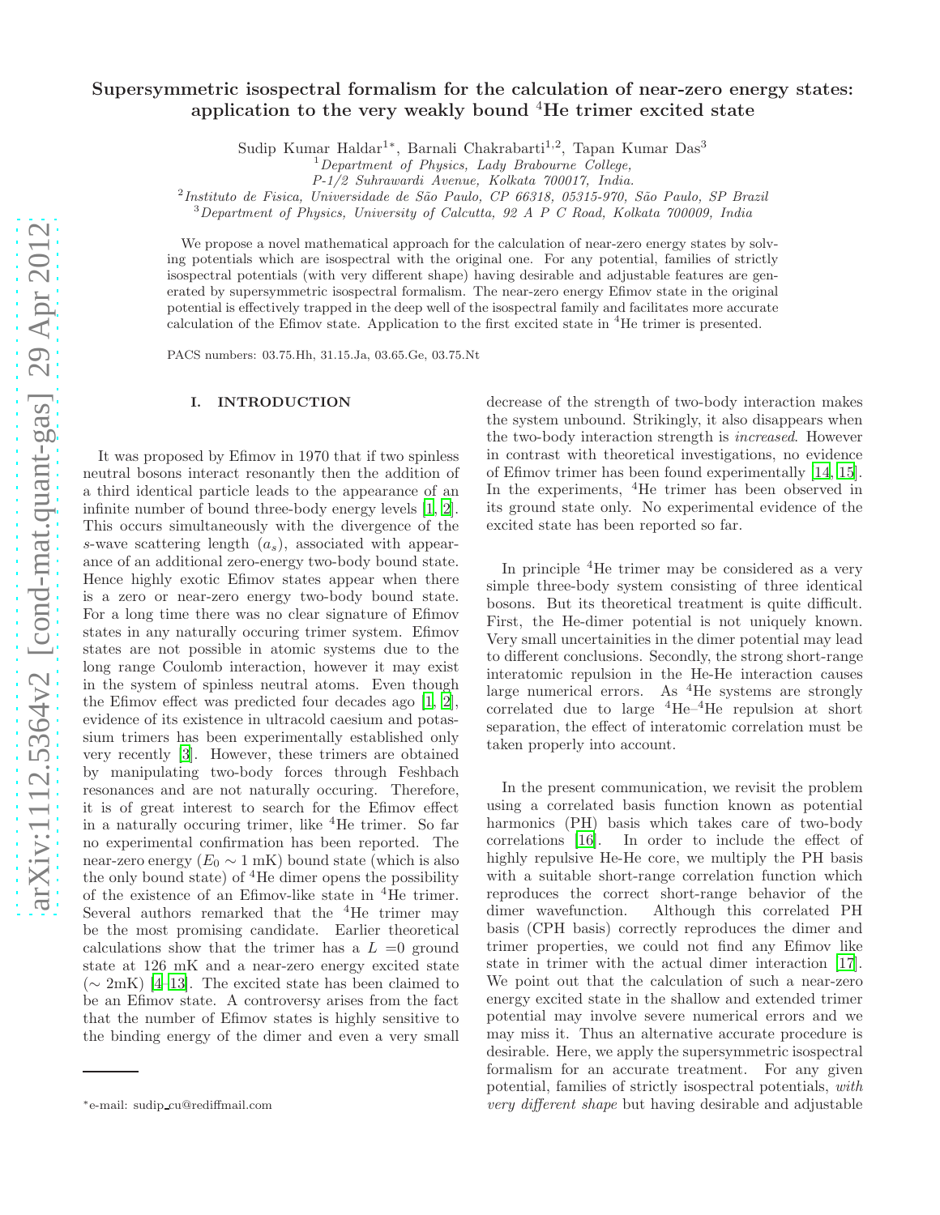# Supersymmetric isospectral formalism for the calculation of near-zero energy states: application to the very weakly bound $^4$He trimer excited state

Sudip Kumar Haldar[1*], Barnali Chakrabarti[1,2], Tapan Kumar Das[3]

[1] *Department of Physics, Lady Brabourne College, P-1/2 Suhrawardi Avenue, Kolkata 700017, India.*

[2] *Instituto de Fisica, Universidade de São Paulo, CP 66318, 05315-970, São Paulo, SP Brazil*

[3] *Department of Physics, University of Calcutta, 92 A P C Road, Kolkata 700009, India*

We propose a novel mathematical approach for the calculation of near-zero energy states by solving potentials which are isospectral with the original one. For any potential, families of strictly isospectral potentials (with very different shape) having desirable and adjustable features are generated by supersymmetric isospectral formalism. The near-zero energy Efimov state in the original potential is effectively trapped in the deep well of the isospectral family and facilitates more accurate calculation of the Efimov state. Application to the first excited state in $^4$He trimer is presented.

PACS numbers: 03.75.Hh, 31.15.Ja, 03.65.Ge, 03.75.Nt

## I. INTRODUCTION

It was proposed by Efimov in 1970 that if two spinless neutral bosons interact resonantly then the addition of a third identical particle leads to the appearance of an infinite number of bound three-body energy levels [1, 2]. This occurs simultaneously with the divergence of the $s$-wave scattering length ($a_s$), associated with appearance of an additional zero-energy two-body bound state. Hence highly exotic Efimov states appear when there is a zero or near-zero energy two-body bound state. For a long time there was no clear signature of Efimov states in any naturally occuring trimer system. Efimov states are not possible in atomic systems due to the long range Coulomb interaction, however it may exist in the system of spinless neutral atoms. Even though the Efimov effect was predicted four decades ago [1, 2], evidence of its existence in ultracold caesium and potassium trimers has been experimentally established only very recently [3]. However, these trimers are obtained by manipulating two-body forces through Feshbach resonances and are not naturally occuring. Therefore, it is of great interest to search for the Efimov effect in a naturally occuring trimer, like $^4$He trimer. So far no experimental confirmation has been reported. The near-zero energy ($E_0 \sim 1$ mK) bound state (which is also the only bound state) of $^4$He dimer opens the possibility of the existence of an Efimov-like state in $^4$He trimer. Several authors remarked that the $^4$He trimer may be the most promising candidate. Earlier theoretical calculations show that the trimer has a $L = 0$ ground state at 126 mK and a near-zero energy excited state ($\sim$ 2mK) [4–13]. The excited state has been claimed to be an Efimov state. A controversy arises from the fact that the number of Efimov states is highly sensitive to the binding energy of the dimer and even a very small decrease of the strength of two-body interaction makes the system unbound. Strikingly, it also disappears when the two-body interaction strength is *increased*. However in contrast with theoretical investigations, no evidence of Efimov trimer has been found experimentally [14, 15]. In the experiments, $^4$He trimer has been observed in its ground state only. No experimental evidence of the excited state has been reported so far.

In principle $^4$He trimer may be considered as a very simple three-body system consisting of three identical bosons. But its theoretical treatment is quite difficult. First, the He-dimer potential is not uniquely known. Very small uncertainities in the dimer potential may lead to different conclusions. Secondly, the strong short-range interatomic repulsion in the He-He interaction causes large numerical errors. As $^4$He systems are strongly correlated due to large $^4$He–$^4$He repulsion at short separation, the effect of interatomic correlation must be taken properly into account.

In the present communication, we revisit the problem using a correlated basis function known as potential harmonics (PH) basis which takes care of two-body correlations [16]. In order to include the effect of highly repulsive He-He core, we multiply the PH basis with a suitable short-range correlation function which reproduces the correct short-range behavior of the dimer wavefunction. Although this correlated PH basis (CPH basis) correctly reproduces the dimer and trimer properties, we could not find any Efimov like state in trimer with the actual dimer interaction [17]. We point out that the calculation of such a near-zero energy excited state in the shallow and extended trimer potential may involve severe numerical errors and we may miss it. Thus an alternative accurate procedure is desirable. Here, we apply the supersymmetric isospectral formalism for an accurate treatment. For any given potential, families of strictly isospectral potentials, *with very different shape* but having desirable and adjustable

*e-mail: sudip_cu@rediffmail.com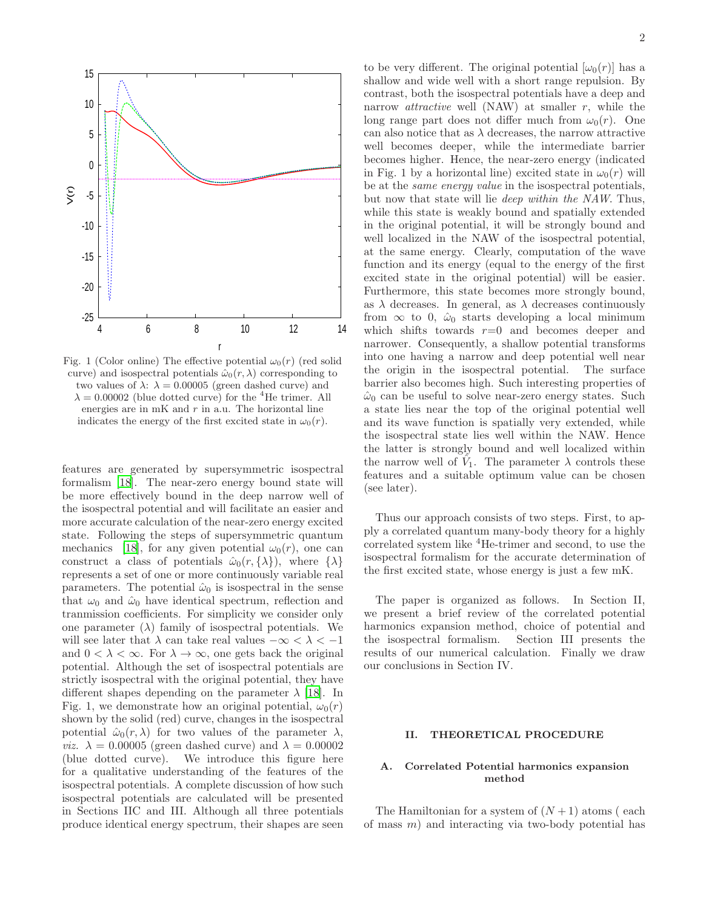Fig. 1 (Color online) The effective potential $\omega_0(r)$ (red solid curve) and isospectral potentials $\hat{\omega}_0(r, \lambda)$ corresponding to two values of $\lambda$: $\lambda = 0.00005$ (green dashed curve) and $\lambda = 0.00002$ (blue dotted curve) for the $^4$He trimer. All energies are in mK and $r$ in a.u. The horizontal line indicates the energy of the first excited state in $\omega_0(r)$.

features are generated by supersymmetric isospectral formalism [18]. The near-zero energy bound state will be more effectively bound in the deep narrow well of the isospectral potential and will facilitate an easier and more accurate calculation of the near-zero energy excited state. Following the steps of supersymmetric quantum mechanics [18], for any given potential $\omega_0(r)$, one can construct a class of potentials $\hat{\omega}_0(r, \{\lambda\})$, where $\{\lambda\}$ represents a set of one or more continuously variable real parameters. The potential $\hat{\omega}_0$ is isospectral in the sense that $\omega_0$ and $\hat{\omega}_0$ have identical spectrum, reflection and tranmission coefficients. For simplicity we consider only one parameter ($\lambda$) family of isospectral potentials. We will see later that $\lambda$ can take real values $-\infty < \lambda < -1$ and $0 < \lambda < \infty$. For $\lambda \to \infty$, one gets back the original potential. Although the set of isospectral potentials are strictly isospectral with the original potential, they have different shapes depending on the parameter $\lambda$ [18]. In Fig. 1, we demonstrate how an original potential, $\omega_0(r)$ shown by the solid (red) curve, changes in the isospectral potential $\hat{\omega}_0(r, \lambda)$ for two values of the parameter $\lambda$, *viz.* $\lambda = 0.00005$ (green dashed curve) and $\lambda = 0.00002$ (blue dotted curve). We introduce this figure here for a qualitative understanding of the features of the isospectral potentials. A complete discussion of how such isospectral potentials are calculated will be presented in Sections IIC and III. Although all three potentials produce identical energy spectrum, their shapes are seen to be very different. The original potential [$\omega_0(r)$] has a shallow and wide well with a short range repulsion. By contrast, both the isospectral potentials have a deep and narrow *attractive* well (NAW) at smaller $r$, while the long range part does not differ much from $\omega_0(r)$. One can also notice that as $\lambda$ decreases, the narrow attractive well becomes deeper, while the intermediate barrier becomes higher. Hence, the near-zero energy (indicated in Fig. 1 by a horizontal line) excited state in $\omega_0(r)$ will be at the *same energy value* in the isospectral potentials, but now that state will lie *deep within the NAW*. Thus, while this state is weakly bound and spatially extended in the original potential, it will be strongly bound and well localized in the NAW of the isospectral potential, at the same energy. Clearly, computation of the wave function and its energy (equal to the energy of the first excited state in the original potential) will be easier. Furthermore, this state becomes more strongly bound, as $\lambda$ decreases. In general, as $\lambda$ decreases continuously from $\infty$ to 0, $\hat{\omega}_0$ starts developing a local minimum which shifts towards $r$=0 and becomes deeper and narrower. Consequently, a shallow potential transforms into one having a narrow and deep potential well near the origin in the isospectral potential. The surface barrier also becomes high. Such interesting properties of $\hat{\omega}_0$ can be useful to solve near-zero energy states. Such a state lies near the top of the original potential well and its wave function is spatially very extended, while the isospectral state lies well within the NAW. Hence the latter is strongly bound and well localized within the narrow well of $\hat{V}_1$. The parameter $\lambda$ controls these features and a suitable optimum value can be chosen (see later).

Thus our approach consists of two steps. First, to apply a correlated quantum many-body theory for a highly correlated system like $^4$He-trimer and second, to use the isospectral formalism for the accurate determination of the first excited state, whose energy is just a few mK.

The paper is organized as follows. In Section II, we present a brief review of the correlated potential harmonics expansion method, choice of potential and the isospectral formalism. Section III presents the results of our numerical calculation. Finally we draw our conclusions in Section IV.

## II. THEORETICAL PROCEDURE

### A. Correlated Potential harmonics expansion method

The Hamiltonian for a system of $(N + 1)$ atoms ( each of mass $m$) and interacting via two-body potential has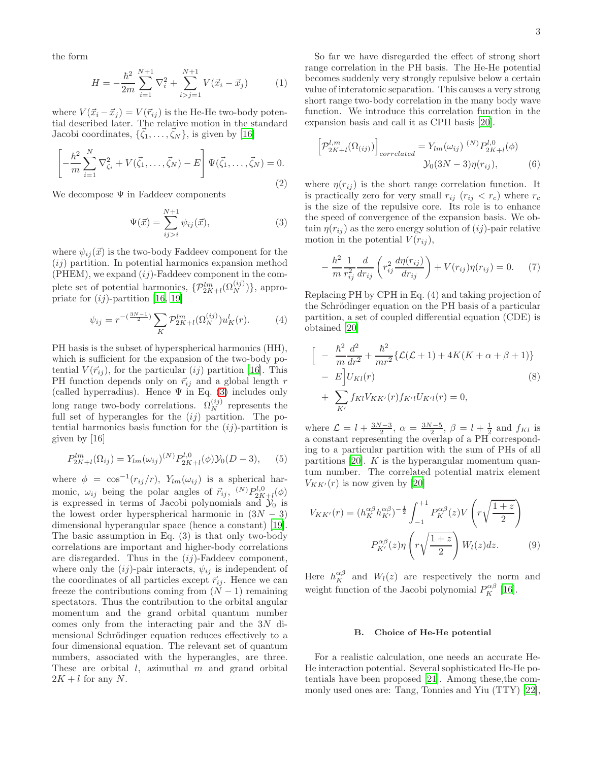the form

$$H = -\frac{\hbar^2}{2m}\sum_{i=1}^{N+1}\nabla_i^2 + \sum_{i>j=1}^{N+1} V(\vec{x}_i - \vec{x}_j) \qquad (1)$$

where $V(\vec{x}_i - \vec{x}_j) = V(\vec{r}_{ij})$ is the He-He two-body potential described later. The relative motion in the standard Jacobi coordinates, $\{\vec{\zeta}_1, \ldots, \vec{\zeta}_N\}$, is given by [16]

$$\left[-\frac{\hbar^2}{m}\sum_{i=1}^{N}\nabla_{\zeta_i}^2 + V(\vec{\zeta}_1, \ldots, \vec{\zeta}_N) - E\right]\Psi(\vec{\zeta}_1, \ldots, \vec{\zeta}_N) = 0. \qquad (2)$$

We decompose $\Psi$ in Faddeev components

$$\Psi(\vec{x}) = \sum_{ij>i}^{N+1}\psi_{ij}(\vec{x}), \qquad (3)$$

where $\psi_{ij}(\vec{x})$ is the two-body Faddeev component for the $(ij)$ partition. In potential harmonics expansion method (PHEM), we expand $(ij)$-Faddeev component in the complete set of potential harmonics, $\{\mathcal{P}_{2K+l}^{lm}(\Omega_N^{(ij)})\}$, appropriate for $(ij)$-partition [16, 19]

$$\psi_{ij} = r^{-(\frac{3N-1}{2})}\sum_K \mathcal{P}_{2K+l}^{lm}(\Omega_N^{(ij)})u_K^l(r). \qquad (4)$$

PH basis is the subset of hyperspherical harmonics (HH), which is sufficient for the expansion of the two-body potential $V(\vec{r}_{ij})$, for the particular $(ij)$ partition [16]. This PH function depends only on $\vec{r}_{ij}$ and a global length $r$ (called hyperradius). Hence $\Psi$ in Eq. (3) includes only long range two-body correlations. $\Omega_N^{(ij)}$ represents the full set of hyperangles for the $(ij)$ partition. The potential harmonics basis function for the $(ij)$-partition is given by [16]

$$P_{2K+l}^{lm}(\Omega_{ij}) = Y_{lm}(\omega_{ij})^{(N)}P_{2K+l}^{l,0}(\phi)\mathcal{Y}_0(D-3), \qquad (5)$$

where $\phi = \cos^{-1}(r_{ij}/r)$, $Y_{lm}(\omega_{ij})$ is a spherical harmonic, $\omega_{ij}$ being the polar angles of $\vec{r}_{ij}$, ${}^{(N)}P_{2K+l}^{l,0}(\phi)$ is expressed in terms of Jacobi polynomials and $\mathcal{Y}_0$ is the lowest order hyperspherical harmonic in $(3N-3)$ dimensional hyperangular space (hence a constant) [19]. The basic assumption in Eq. (3) is that only two-body correlations are important and higher-body correlations are disregarded. Thus in the $(ij)$-Faddeev component, where only the $(ij)$-pair interacts, $\psi_{ij}$ is independent of the coordinates of all particles except $\vec{r}_{ij}$. Hence we can freeze the contributions coming from $(N-1)$ remaining spectators. Thus the contribution to the orbital angular momentum and the grand orbital quantum number comes only from the interacting pair and the $3N$ dimensional Schrödinger equation reduces effectively to a four dimensional equation. The relevant set of quantum numbers, associated with the hyperangles, are three. These are orbital $l$, azimuthal $m$ and grand orbital $2K+l$ for any $N$.

So far we have disregarded the effect of strong short range correlation in the PH basis. The He-He potential becomes suddenly very strongly repulsive below a certain value of interatomic separation. This causes a very strong short range two-body correlation in the many body wave function. We introduce this correlation function in the expansion basis and call it as CPH basis [20].

$$\left[\mathcal{P}_{2K+l}^{l,m}(\Omega_{(ij)})\right]_{correlated} = Y_{lm}(\omega_{ij})\ {}^{(N)}P_{2K+l}^{l,0}(\phi)\ \mathcal{Y}_0(3N-3)\eta(r_{ij}), \qquad (6)$$

where $\eta(r_{ij})$ is the short range correlation function. It is practically zero for very small $r_{ij}$ ($r_{ij} < r_c$) where $r_c$ is the size of the repulsive core. Its role is to enhance the speed of convergence of the expansion basis. We obtain $\eta(r_{ij})$ as the zero energy solution of $(ij)$-pair relative motion in the potential $V(r_{ij})$,

$$-\frac{\hbar^2}{m}\frac{1}{r_{ij}^2}\frac{d}{dr_{ij}}\left(r_{ij}^2\frac{d\eta(r_{ij})}{dr_{ij}}\right) + V(r_{ij})\eta(r_{ij}) = 0. \qquad (7)$$

Replacing PH by CPH in Eq. (4) and taking projection of the Schrödinger equation on the PH basis of a particular partition, a set of coupled differential equation (CDE) is obtained [20]

$$\Big[-\frac{\hbar^2}{m}\frac{d^2}{dr^2} + \frac{\hbar^2}{mr^2}\{\mathcal{L}(\mathcal{L}+1) + 4K(K+\alpha+\beta+1)\} - E\Big]U_{Kl}(r) + \sum_{K'} f_{Kl}V_{KK'}(r)f_{K'l}U_{K'l}(r) = 0, \qquad (8)$$

where $\mathcal{L} = l + \frac{3N-3}{2}$, $\alpha = \frac{3N-5}{2}$, $\beta = l + \frac{1}{2}$ and $f_{Kl}$ is a constant representing the overlap of a PH corresponding to a particular partition with the sum of PHs of all partitions [20]. $K$ is the hyperangular momentum quantum number. The correlated potential matrix element $V_{KK'}(r)$ is now given by [20]

$$V_{KK'}(r) = (h_K^{\alpha\beta}h_{K'}^{\alpha\beta})^{-\frac{1}{2}}\int_{-1}^{+1} P_K^{\alpha\beta}(z)V\left(r\sqrt{\frac{1+z}{2}}\right) P_{K'}^{\alpha\beta}(z)\eta\left(r\sqrt{\frac{1+z}{2}}\right)W_l(z)dz. \qquad (9)$$

Here $h_K^{\alpha\beta}$ and $W_l(z)$ are respectively the norm and weight function of the Jacobi polynomial $P_K^{\alpha\beta}$ [16].

### B. Choice of He-He potential

For a realistic calculation, one needs an accurate He-He interaction potential. Several sophisticated He-He potentials have been proposed [21]. Among these,the commonly used ones are: Tang, Tonnies and Yiu (TTY) [22],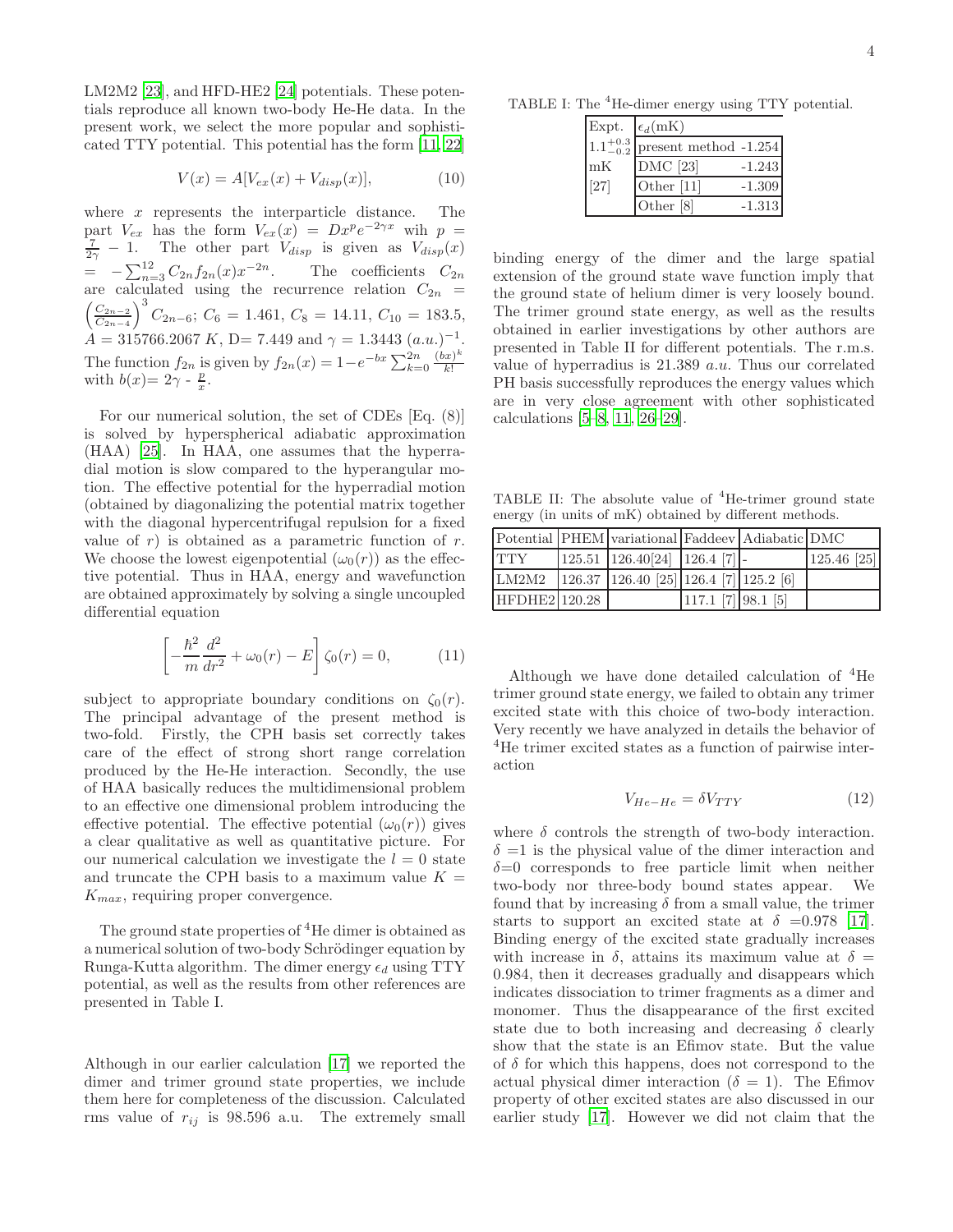LM2M2 [23], and HFD-HE2 [24] potentials. These potentials reproduce all known two-body He-He data. In the present work, we select the more popular and sophisticated TTY potential. This potential has the form [11, 22]

$$V(x) = A[V_{ex}(x) + V_{disp}(x)], \tag{10}$$

where $x$ represents the interparticle distance. The part $V_{ex}$ has the form $V_{ex}(x) = Dx^p e^{-2\gamma x}$ wih $p = \frac{7}{2\gamma} - 1$. The other part $V_{disp}$ is given as $V_{disp}(x) = -\sum_{n=3}^{12} C_{2n} f_{2n}(x) x^{-2n}$. The coefficients $C_{2n}$ are calculated using the recurrence relation $C_{2n} = \left(\frac{C_{2n-2}}{C_{2n-4}}\right)^3 C_{2n-6}$; $C_6 = 1.461$, $C_8 = 14.11$, $C_{10} = 183.5$, $A = 315766.2067\ K$, D= 7.449 and $\gamma = 1.3443\ (a.u.)^{-1}$. The function $f_{2n}$ is given by $f_{2n}(x) = 1 - e^{-bx}\sum_{k=0}^{2n}\frac{(bx)^k}{k!}$ with $b(x) = 2\gamma - \frac{p}{x}$.

For our numerical solution, the set of CDEs [Eq. (8)] is solved by hyperspherical adiabatic approximation (HAA) [25]. In HAA, one assumes that the hyperradial motion is slow compared to the hyperangular motion. The effective potential for the hyperradial motion (obtained by diagonalizing the potential matrix together with the diagonal hypercentrifugal repulsion for a fixed value of $r$) is obtained as a parametric function of $r$. We choose the lowest eigenpotential ($\omega_0(r)$) as the effective potential. Thus in HAA, energy and wavefunction are obtained approximately by solving a single uncoupled differential equation

$$\left[-\frac{\hbar^2}{m}\frac{d^2}{dr^2} + \omega_0(r) - E\right]\zeta_0(r) = 0, \tag{11}$$

subject to appropriate boundary conditions on $\zeta_0(r)$. The principal advantage of the present method is two-fold. Firstly, the CPH basis set correctly takes care of the effect of strong short range correlation produced by the He-He interaction. Secondly, the use of HAA basically reduces the multidimensional problem to an effective one dimensional problem introducing the effective potential. The effective potential ($\omega_0(r)$) gives a clear qualitative as well as quantitative picture. For our numerical calculation we investigate the $l = 0$ state and truncate the CPH basis to a maximum value $K = K_{max}$, requiring proper convergence.

The ground state properties of $^4$He dimer is obtained as a numerical solution of two-body Schrödinger equation by Runga-Kutta algorithm. The dimer energy $\epsilon_d$ using TTY potential, as well as the results from other references are presented in Table I.

Although in our earlier calculation [17] we reported the dimer and trimer ground state properties, we include them here for completeness of the discussion. Calculated rms value of $r_{ij}$ is 98.596 a.u. The extremely small binding energy of the dimer and the large spatial extension of the ground state wave function imply that the ground state of helium dimer is very loosely bound. The trimer ground state energy, as well as the results obtained in earlier investigations by other authors are presented in Table II for different potentials. The r.m.s. value of hyperradius is 21.389 $a.u$. Thus our correlated PH basis successfully reproduces the energy values which are in very close agreement with other sophisticated calculations [5–8, 11, 26–29].

TABLE I: The $^4$He-dimer energy using TTY potential.

| Expt. | $\epsilon_d$(mK) | |
|---|---|---|
| $1.1^{+0.3}_{-0.2}$ | present method | -1.254 |
| mK | DMC [23] | -1.243 |
| [27] | Other [11] | -1.309 |
| | Other [8] | -1.313 |

TABLE II: The absolute value of $^4$He-trimer ground state energy (in units of mK) obtained by different methods.

| Potential | PHEM | variational | Faddeev | Adiabatic | DMC |
|---|---|---|---|---|---|
| TTY | 125.51 | 126.40[24] | 126.4 [7] | - | 125.46 [25] |
| LM2M2 | 126.37 | 126.40 [25] | 126.4 [7] | 125.2 [6] | |
| HFDHE2 | 120.28 | | 117.1 [7] | 98.1 [5] | |

Although we have done detailed calculation of $^4$He trimer ground state energy, we failed to obtain any trimer excited state with this choice of two-body interaction. Very recently we have analyzed in details the behavior of $^4$He trimer excited states as a function of pairwise interaction

$$V_{He-He} = \delta V_{TTY} \tag{12}$$

where $\delta$ controls the strength of two-body interaction. $\delta$ =1 is the physical value of the dimer interaction and $\delta$=0 corresponds to free particle limit when neither two-body nor three-body bound states appear. We found that by increasing $\delta$ from a small value, the trimer starts to support an excited state at $\delta$ =0.978 [17]. Binding energy of the excited state gradually increases with increase in $\delta$, attains its maximum value at $\delta$ = 0.984, then it decreases gradually and disappears which indicates dissociation to trimer fragments as a dimer and monomer. Thus the disappearance of the first excited state due to both increasing and decreasing $\delta$ clearly show that the state is an Efimov state. But the value of $\delta$ for which this happens, does not correspond to the actual physical dimer interaction ($\delta$ = 1). The Efimov property of other excited states are also discussed in our earlier study [17]. However we did not claim that the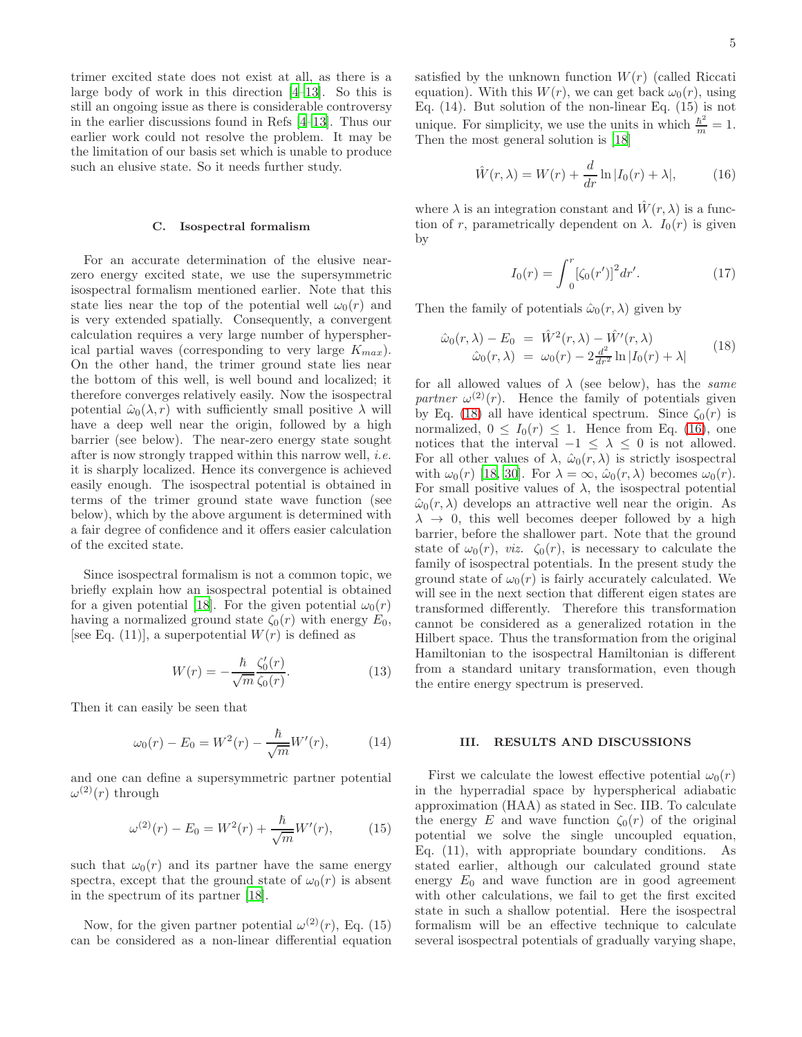trimer excited state does not exist at all, as there is a large body of work in this direction [4–13]. So this is still an ongoing issue as there is considerable controversy in the earlier discussions found in Refs [4–13]. Thus our earlier work could not resolve the problem. It may be the limitation of our basis set which is unable to produce such an elusive state. So it needs further study.

### C. Isospectral formalism

For an accurate determination of the elusive near-zero energy excited state, we use the supersymmetric isospectral formalism mentioned earlier. Note that this state lies near the top of the potential well $\omega_0(r)$ and is very extended spatially. Consequently, a convergent calculation requires a very large number of hyperspherical partial waves (corresponding to very large $K_{max}$). On the other hand, the trimer ground state lies near the bottom of this well, is well bound and localized; it therefore converges relatively easily. Now the isospectral potential $\hat{\omega}_0(\lambda, r)$ with sufficiently small positive $\lambda$ will have a deep well near the origin, followed by a high barrier (see below). The near-zero energy state sought after is now strongly trapped within this narrow well, *i.e.* it is sharply localized. Hence its convergence is achieved easily enough. The isospectral potential is obtained in terms of the trimer ground state wave function (see below), which by the above argument is determined with a fair degree of confidence and it offers easier calculation of the excited state.

Since isospectral formalism is not a common topic, we briefly explain how an isospectral potential is obtained for a given potential [18]. For the given potential $\omega_0(r)$ having a normalized ground state $\zeta_0(r)$ with energy $E_0$, [see Eq. (11)], a superpotential $W(r)$ is defined as

$$W(r) = -\frac{\hbar}{\sqrt{m}} \frac{\zeta_0'(r)}{\zeta_0(r)}. \tag{13}$$

Then it can easily be seen that

$$\omega_0(r) - E_0 = W^2(r) - \frac{\hbar}{\sqrt{m}} W'(r), \tag{14}$$

and one can define a supersymmetric partner potential $\omega^{(2)}(r)$ through

$$\omega^{(2)}(r) - E_0 = W^2(r) + \frac{\hbar}{\sqrt{m}} W'(r), \tag{15}$$

such that $\omega_0(r)$ and its partner have the same energy spectra, except that the ground state of $\omega_0(r)$ is absent in the spectrum of its partner [18].

Now, for the given partner potential $\omega^{(2)}(r)$, Eq. (15) can be considered as a non-linear differential equation satisfied by the unknown function $W(r)$ (called Riccati equation). With this $W(r)$, we can get back $\omega_0(r)$, using Eq. (14). But solution of the non-linear Eq. (15) is not unique. For simplicity, we use the units in which $\frac{\hbar^2}{m} = 1$. Then the most general solution is [18]

$$\hat{W}(r, \lambda) = W(r) + \frac{d}{dr} \ln |I_0(r) + \lambda|, \tag{16}$$

where $\lambda$ is an integration constant and $\hat{W}(r, \lambda)$ is a function of $r$, parametrically dependent on $\lambda$. $I_0(r)$ is given by

$$I_0(r) = \int_0^r [\zeta_0(r')]^2 dr'. \tag{17}$$

Then the family of potentials $\hat{\omega}_0(r, \lambda)$ given by

$$\begin{aligned} \hat{\omega}_0(r, \lambda) - E_0 &= \hat{W}^2(r, \lambda) - \hat{W}'(r, \lambda) \\ \hat{\omega}_0(r, \lambda) &= \omega_0(r) - 2\tfrac{d^2}{dr^2} \ln |I_0(r) + \lambda| \end{aligned} \tag{18}$$

for all allowed values of $\lambda$ (see below), has the *same partner* $\omega^{(2)}(r)$. Hence the family of potentials given by Eq. (18) all have identical spectrum. Since $\zeta_0(r)$ is normalized, $0 \leq I_0(r) \leq 1$. Hence from Eq. (16), one notices that the interval $-1 \leq \lambda \leq 0$ is not allowed. For all other values of $\lambda$, $\hat{\omega}_0(r, \lambda)$ is strictly isospectral with $\omega_0(r)$ [18, 30]. For $\lambda = \infty$, $\hat{\omega}_0(r, \lambda)$ becomes $\omega_0(r)$. For small positive values of $\lambda$, the isospectral potential $\hat{\omega}_0(r, \lambda)$ develops an attractive well near the origin. As $\lambda \to 0$, this well becomes deeper followed by a high barrier, before the shallower part. Note that the ground state of $\omega_0(r)$, *viz.* $\zeta_0(r)$, is necessary to calculate the family of isospectral potentials. In the present study the ground state of $\omega_0(r)$ is fairly accurately calculated. We will see in the next section that different eigen states are transformed differently. Therefore this transformation cannot be considered as a generalized rotation in the Hilbert space. Thus the transformation from the original Hamiltonian to the isospectral Hamiltonian is different from a standard unitary transformation, even though the entire energy spectrum is preserved.

## III. RESULTS AND DISCUSSIONS

First we calculate the lowest effective potential $\omega_0(r)$ in the hyperradial space by hyperspherical adiabatic approximation (HAA) as stated in Sec. IIB. To calculate the energy $E$ and wave function $\zeta_0(r)$ of the original potential we solve the single uncoupled equation, Eq. (11), with appropriate boundary conditions. As stated earlier, although our calculated ground state energy $E_0$ and wave function are in good agreement with other calculations, we fail to get the first excited state in such a shallow potential. Here the isospectral formalism will be an effective technique to calculate several isospectral potentials of gradually varying shape,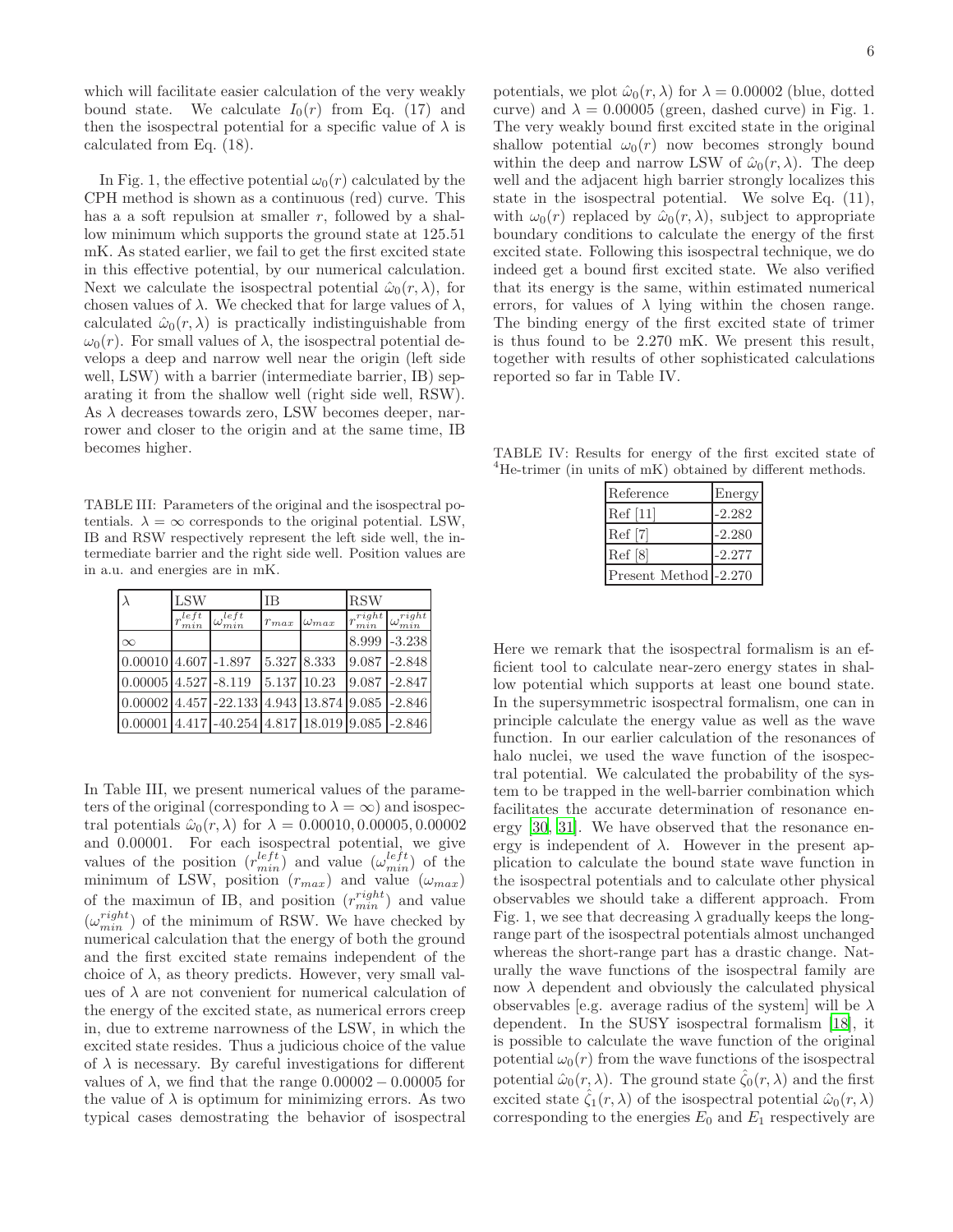which will facilitate easier calculation of the very weakly bound state. We calculate $I_0(r)$ from Eq. (17) and then the isospectral potential for a specific value of $\lambda$ is calculated from Eq. (18).

In Fig. 1, the effective potential $\omega_0(r)$ calculated by the CPH method is shown as a continuous (red) curve. This has a a soft repulsion at smaller $r$, followed by a shallow minimum which supports the ground state at 125.51 mK. As stated earlier, we fail to get the first excited state in this effective potential, by our numerical calculation. Next we calculate the isospectral potential $\hat{\omega}_0(r, \lambda)$, for chosen values of $\lambda$. We checked that for large values of $\lambda$, calculated $\hat{\omega}_0(r, \lambda)$ is practically indistinguishable from $\omega_0(r)$. For small values of $\lambda$, the isospectral potential develops a deep and narrow well near the origin (left side well, LSW) with a barrier (intermediate barrier, IB) separating it from the shallow well (right side well, RSW). As $\lambda$ decreases towards zero, LSW becomes deeper, narrower and closer to the origin and at the same time, IB becomes higher.

TABLE III: Parameters of the original and the isospectral potentials. $\lambda = \infty$ corresponds to the original potential. LSW, IB and RSW respectively represent the left side well, the intermediate barrier and the right side well. Position values are in a.u. and energies are in mK.

| $\lambda$ | LSW | | IB | | RSW | |
|---|---|---|---|---|---|---|
| | $r_{min}^{left}$ | $\omega_{min}^{left}$ | $r_{max}$ | $\omega_{max}$ | $r_{min}^{right}$ | $\omega_{min}^{right}$ |
| $\infty$ | | | | | 8.999 | -3.238 |
| 0.00010 | 4.607 | -1.897 | 5.327 | 8.333 | 9.087 | -2.848 |
| 0.00005 | 4.527 | -8.119 | 5.137 | 10.23 | 9.087 | -2.847 |
| 0.00002 | 4.457 | -22.133 | 4.943 | 13.874 | 9.085 | -2.846 |
| 0.00001 | 4.417 | -40.254 | 4.817 | 18.019 | 9.085 | -2.846 |

In Table III, we present numerical values of the parameters of the original (corresponding to $\lambda = \infty$) and isospectral potentials $\hat{\omega}_0(r, \lambda)$ for $\lambda = 0.00010, 0.00005, 0.00002$ and $0.00001$. For each isospectral potential, we give values of the position ($r_{min}^{left}$) and value ($\omega_{min}^{left}$) of the minimum of LSW, position ($r_{max}$) and value ($\omega_{max}$) of the maximun of IB, and position ($r_{min}^{right}$) and value ($\omega_{min}^{right}$) of the minimum of RSW. We have checked by numerical calculation that the energy of both the ground and the first excited state remains independent of the choice of $\lambda$, as theory predicts. However, very small values of $\lambda$ are not convenient for numerical calculation of the energy of the excited state, as numerical errors creep in, due to extreme narrowness of the LSW, in which the excited state resides. Thus a judicious choice of the value of $\lambda$ is necessary. By careful investigations for different values of $\lambda$, we find that the range $0.00002 - 0.00005$ for the value of $\lambda$ is optimum for minimizing errors. As two typical cases demostrating the behavior of isospectral potentials, we plot $\hat{\omega}_0(r, \lambda)$ for $\lambda = 0.00002$ (blue, dotted curve) and $\lambda = 0.00005$ (green, dashed curve) in Fig. 1. The very weakly bound first excited state in the original shallow potential $\omega_0(r)$ now becomes strongly bound within the deep and narrow LSW of $\hat{\omega}_0(r, \lambda)$. The deep well and the adjacent high barrier strongly localizes this state in the isospectral potential. We solve Eq. (11), with $\omega_0(r)$ replaced by $\hat{\omega}_0(r, \lambda)$, subject to appropriate boundary conditions to calculate the energy of the first excited state. Following this isospectral technique, we do indeed get a bound first excited state. We also verified that its energy is the same, within estimated numerical errors, for values of $\lambda$ lying within the chosen range. The binding energy of the first excited state of trimer is thus found to be 2.270 mK. We present this result, together with results of other sophisticated calculations reported so far in Table IV.

TABLE IV: Results for energy of the first excited state of $^4$He-trimer (in units of mK) obtained by different methods.

| Reference | Energy |
|---|---|
| Ref [11] | -2.282 |
| Ref [7] | -2.280 |
| Ref [8] | -2.277 |
| Present Method | -2.270 |

Here we remark that the isospectral formalism is an efficient tool to calculate near-zero energy states in shallow potential which supports at least one bound state. In the supersymmetric isospectral formalism, one can in principle calculate the energy value as well as the wave function. In our earlier calculation of the resonances of halo nuclei, we used the wave function of the isospectral potential. We calculated the probability of the system to be trapped in the well-barrier combination which facilitates the accurate determination of resonance energy [30, 31]. We have observed that the resonance energy is independent of $\lambda$. However in the present application to calculate the bound state wave function in the isospectral potentials and to calculate other physical observables we should take a different approach. From Fig. 1, we see that decreasing $\lambda$ gradually keeps the long-range part of the isospectral potentials almost unchanged whereas the short-range part has a drastic change. Naturally the wave functions of the isospectral family are now $\lambda$ dependent and obviously the calculated physical observables [e.g. average radius of the system] will be $\lambda$ dependent. In the SUSY isospectral formalism [18], it is possible to calculate the wave function of the original potential $\omega_0(r)$ from the wave functions of the isospectral potential $\hat{\omega}_0(r, \lambda)$. The ground state $\hat{\zeta}_0(r, \lambda)$ and the first excited state $\hat{\zeta}_1(r, \lambda)$ of the isospectral potential $\hat{\omega}_0(r, \lambda)$ corresponding to the energies $E_0$ and $E_1$ respectively are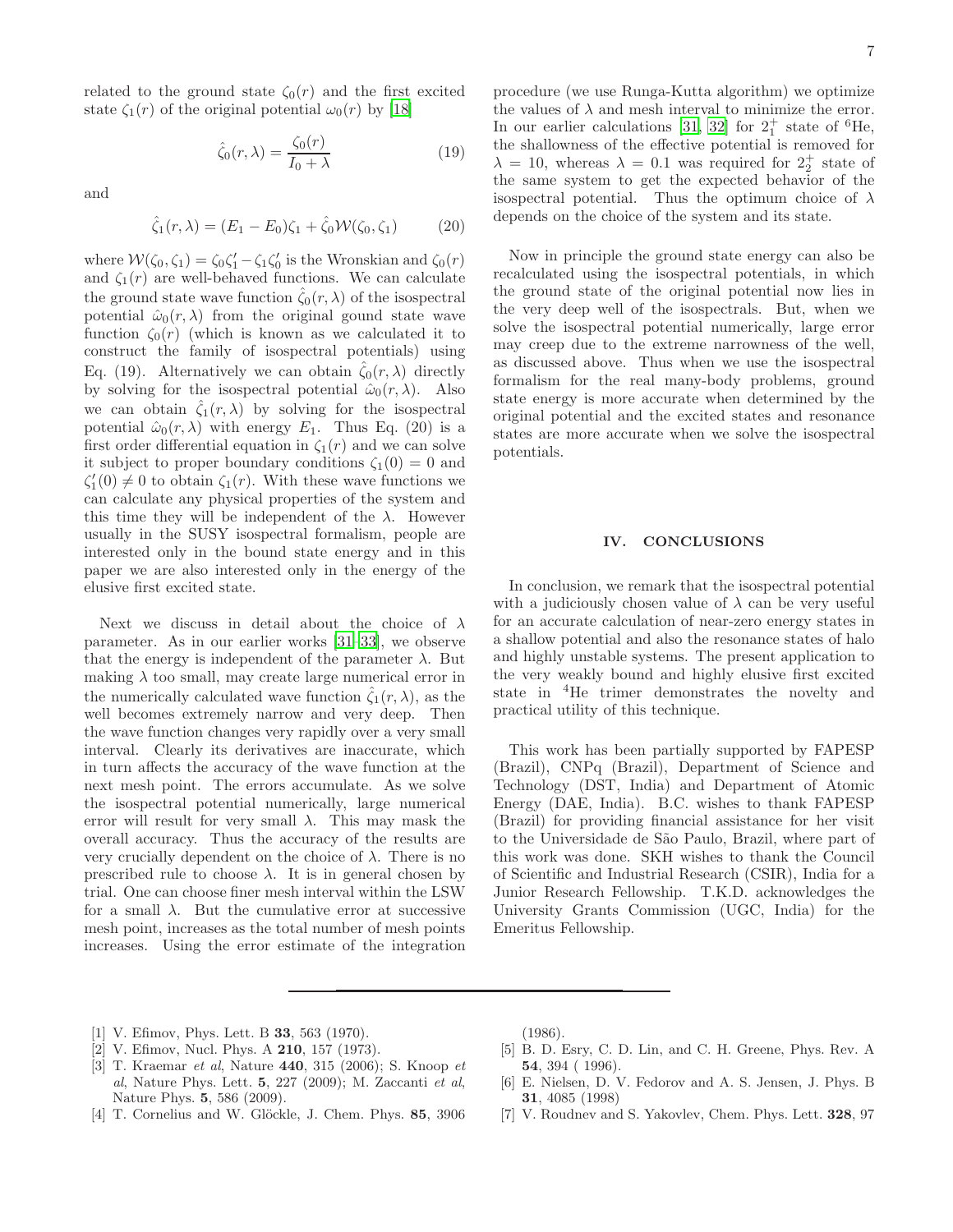related to the ground state $\zeta_0(r)$ and the first excited state $\zeta_1(r)$ of the original potential $\omega_0(r)$ by [18]

$$\hat{\zeta}_0(r,\lambda) = \frac{\zeta_0(r)}{I_0 + \lambda} \tag{19}$$

and

$$\hat{\zeta}_1(r,\lambda) = (E_1 - E_0)\zeta_1 + \hat{\zeta}_0 \mathcal{W}(\zeta_0, \zeta_1) \tag{20}$$

where $\mathcal{W}(\zeta_0, \zeta_1) = \zeta_0\zeta_1' - \zeta_1\zeta_0'$ is the Wronskian and $\zeta_0(r)$ and $\zeta_1(r)$ are well-behaved functions. We can calculate the ground state wave function $\hat{\zeta}_0(r,\lambda)$ of the isospectral potential $\hat{\omega}_0(r,\lambda)$ from the original gound state wave function $\zeta_0(r)$ (which is known as we calculated it to construct the family of isospectral potentials) using Eq. (19). Alternatively we can obtain $\hat{\zeta}_0(r,\lambda)$ directly by solving for the isospectral potential $\hat{\omega}_0(r,\lambda)$. Also we can obtain $\hat{\zeta}_1(r,\lambda)$ by solving for the isospectral potential $\hat{\omega}_0(r,\lambda)$ with energy $E_1$. Thus Eq. (20) is a first order differential equation in $\zeta_1(r)$ and we can solve it subject to proper boundary conditions $\zeta_1(0) = 0$ and $\zeta_1'(0) \neq 0$ to obtain $\zeta_1(r)$. With these wave functions we can calculate any physical properties of the system and this time they will be independent of the $\lambda$. However usually in the SUSY isospectral formalism, people are interested only in the bound state energy and in this paper we are also interested only in the energy of the elusive first excited state.

Next we discuss in detail about the choice of $\lambda$ parameter. As in our earlier works [31–33], we observe that the energy is independent of the parameter $\lambda$. But making $\lambda$ too small, may create large numerical error in the numerically calculated wave function $\hat{\zeta}_1(r,\lambda)$, as the well becomes extremely narrow and very deep. Then the wave function changes very rapidly over a very small interval. Clearly its derivatives are inaccurate, which in turn affects the accuracy of the wave function at the next mesh point. The errors accumulate. As we solve the isospectral potential numerically, large numerical error will result for very small $\lambda$. This may mask the overall accuracy. Thus the accuracy of the results are very crucially dependent on the choice of $\lambda$. There is no prescribed rule to choose $\lambda$. It is in general chosen by trial. One can choose finer mesh interval within the LSW for a small $\lambda$. But the cumulative error at successive mesh point, increases as the total number of mesh points increases. Using the error estimate of the integration procedure (we use Runga-Kutta algorithm) we optimize the values of $\lambda$ and mesh interval to minimize the error. In our earlier calculations [31, 32] for $2_1^+$ state of $^6$He, the shallowness of the effective potential is removed for $\lambda = 10$, whereas $\lambda = 0.1$ was required for $2_2^+$ state of the same system to get the expected behavior of the isospectral potential. Thus the optimum choice of $\lambda$ depends on the choice of the system and its state.

Now in principle the ground state energy can also be recalculated using the isospectral potentials, in which the ground state of the original potential now lies in the very deep well of the isospectrals. But, when we solve the isospectral potential numerically, large error may creep due to the extreme narrowness of the well, as discussed above. Thus when we use the isospectral formalism for the real many-body problems, ground state energy is more accurate when determined by the original potential and the excited states and resonance states are more accurate when we solve the isospectral potentials.

## IV. CONCLUSIONS

In conclusion, we remark that the isospectral potential with a judiciously chosen value of $\lambda$ can be very useful for an accurate calculation of near-zero energy states in a shallow potential and also the resonance states of halo and highly unstable systems. The present application to the very weakly bound and highly elusive first excited state in $^4$He trimer demonstrates the novelty and practical utility of this technique.

This work has been partially supported by FAPESP (Brazil), CNPq (Brazil), Department of Science and Technology (DST, India) and Department of Atomic Energy (DAE, India). B.C. wishes to thank FAPESP (Brazil) for providing financial assistance for her visit to the Universidade de São Paulo, Brazil, where part of this work was done. SKH wishes to thank the Council of Scientific and Industrial Research (CSIR), India for a Junior Research Fellowship. T.K.D. acknowledges the University Grants Commission (UGC, India) for the Emeritus Fellowship.

---

[1] V. Efimov, Phys. Lett. B **33**, 563 (1970).
[2] V. Efimov, Nucl. Phys. A **210**, 157 (1973).
[3] T. Kraemar *et al*, Nature **440**, 315 (2006); S. Knoop *et al*, Nature Phys. Lett. **5**, 227 (2009); M. Zaccanti *et al*, Nature Phys. **5**, 586 (2009).
[4] T. Cornelius and W. Glöckle, J. Chem. Phys. **85**, 3906 (1986).
[5] B. D. Esry, C. D. Lin, and C. H. Greene, Phys. Rev. A **54**, 394 ( 1996).
[6] E. Nielsen, D. V. Fedorov and A. S. Jensen, J. Phys. B **31**, 4085 (1998)
[7] V. Roudnev and S. Yakovlev, Chem. Phys. Lett. **328**, 97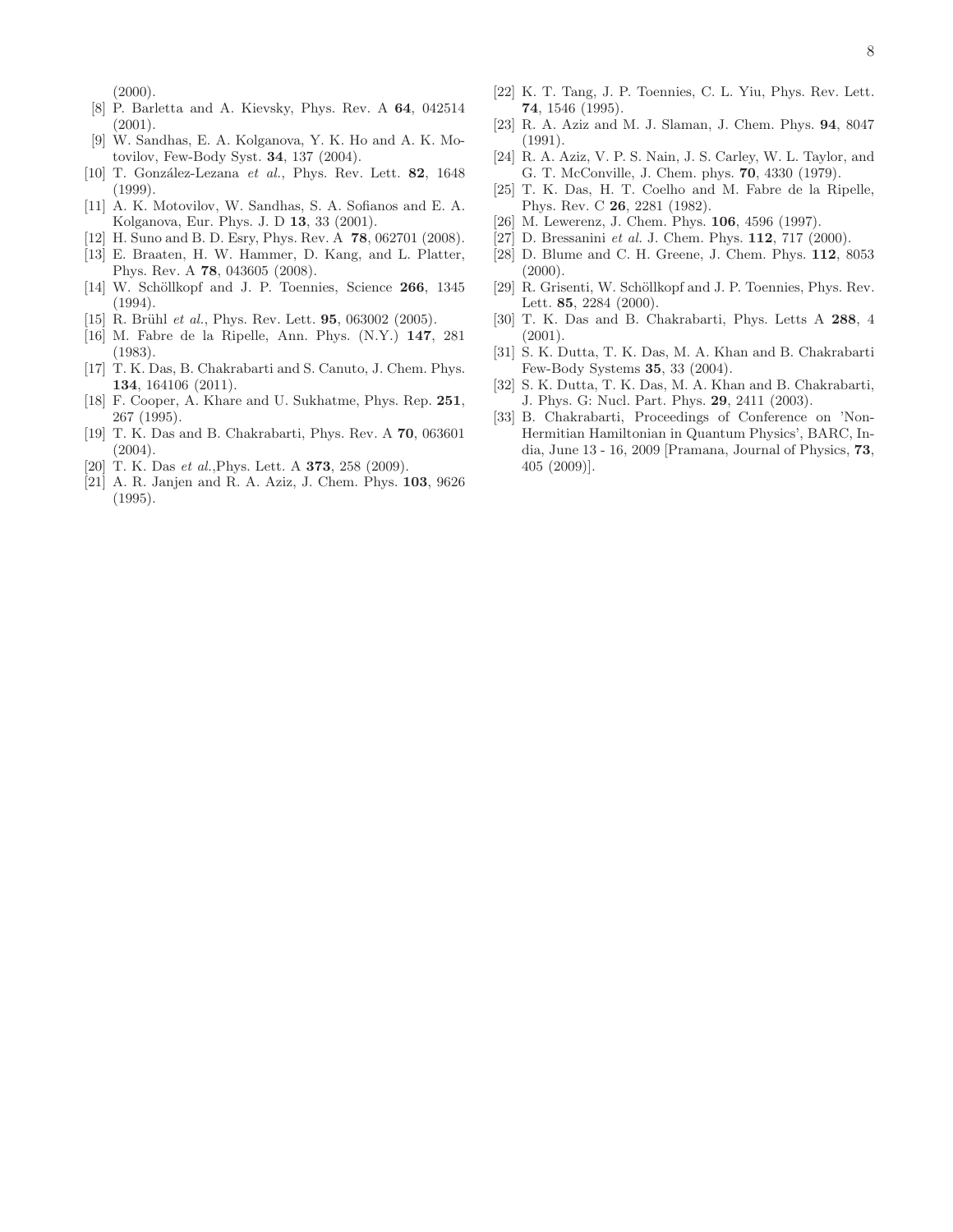(2000).

- [8] P. Barletta and A. Kievsky, Phys. Rev. A **64**, 042514 (2001).
- [9] W. Sandhas, E. A. Kolganova, Y. K. Ho and A. K. Motovilov, Few-Body Syst. **34**, 137 (2004).
- [10] T. González-Lezana *et al.*, Phys. Rev. Lett. **82**, 1648 (1999).
- [11] A. K. Motovilov, W. Sandhas, S. A. Sofianos and E. A. Kolganova, Eur. Phys. J. D **13**, 33 (2001).
- [12] H. Suno and B. D. Esry, Phys. Rev. A **78**, 062701 (2008).
- [13] E. Braaten, H. W. Hammer, D. Kang, and L. Platter, Phys. Rev. A **78**, 043605 (2008).
- [14] W. Schöllkopf and J. P. Toennies, Science **266**, 1345 (1994).
- [15] R. Brühl *et al.*, Phys. Rev. Lett. **95**, 063002 (2005).
- [16] M. Fabre de la Ripelle, Ann. Phys. (N.Y.) **147**, 281 (1983).
- [17] T. K. Das, B. Chakrabarti and S. Canuto, J. Chem. Phys. **134**, 164106 (2011).
- [18] F. Cooper, A. Khare and U. Sukhatme, Phys. Rep. **251**, 267 (1995).
- [19] T. K. Das and B. Chakrabarti, Phys. Rev. A **70**, 063601 (2004).
- [20] T. K. Das *et al.*,Phys. Lett. A **373**, 258 (2009).
- [21] A. R. Janjen and R. A. Aziz, J. Chem. Phys. **103**, 9626 (1995).
- [22] K. T. Tang, J. P. Toennies, C. L. Yiu, Phys. Rev. Lett. **74**, 1546 (1995).
- [23] R. A. Aziz and M. J. Slaman, J. Chem. Phys. **94**, 8047 (1991).
- [24] R. A. Aziz, V. P. S. Nain, J. S. Carley, W. L. Taylor, and G. T. McConville, J. Chem. phys. **70**, 4330 (1979).
- [25] T. K. Das, H. T. Coelho and M. Fabre de la Ripelle, Phys. Rev. C **26**, 2281 (1982).
- [26] M. Lewerenz, J. Chem. Phys. **106**, 4596 (1997).
- [27] D. Bressanini *et al.* J. Chem. Phys. **112**, 717 (2000).
- [28] D. Blume and C. H. Greene, J. Chem. Phys. **112**, 8053 (2000).
- [29] R. Grisenti, W. Schöllkopf and J. P. Toennies, Phys. Rev. Lett. **85**, 2284 (2000).
- [30] T. K. Das and B. Chakrabarti, Phys. Letts A **288**, 4 (2001).
- [31] S. K. Dutta, T. K. Das, M. A. Khan and B. Chakrabarti Few-Body Systems **35**, 33 (2004).
- [32] S. K. Dutta, T. K. Das, M. A. Khan and B. Chakrabarti, J. Phys. G: Nucl. Part. Phys. **29**, 2411 (2003).
- [33] B. Chakrabarti, Proceedings of Conference on 'Non-Hermitian Hamiltonian in Quantum Physics', BARC, India, June 13 - 16, 2009 [Pramana, Journal of Physics, **73**, 405 (2009)].